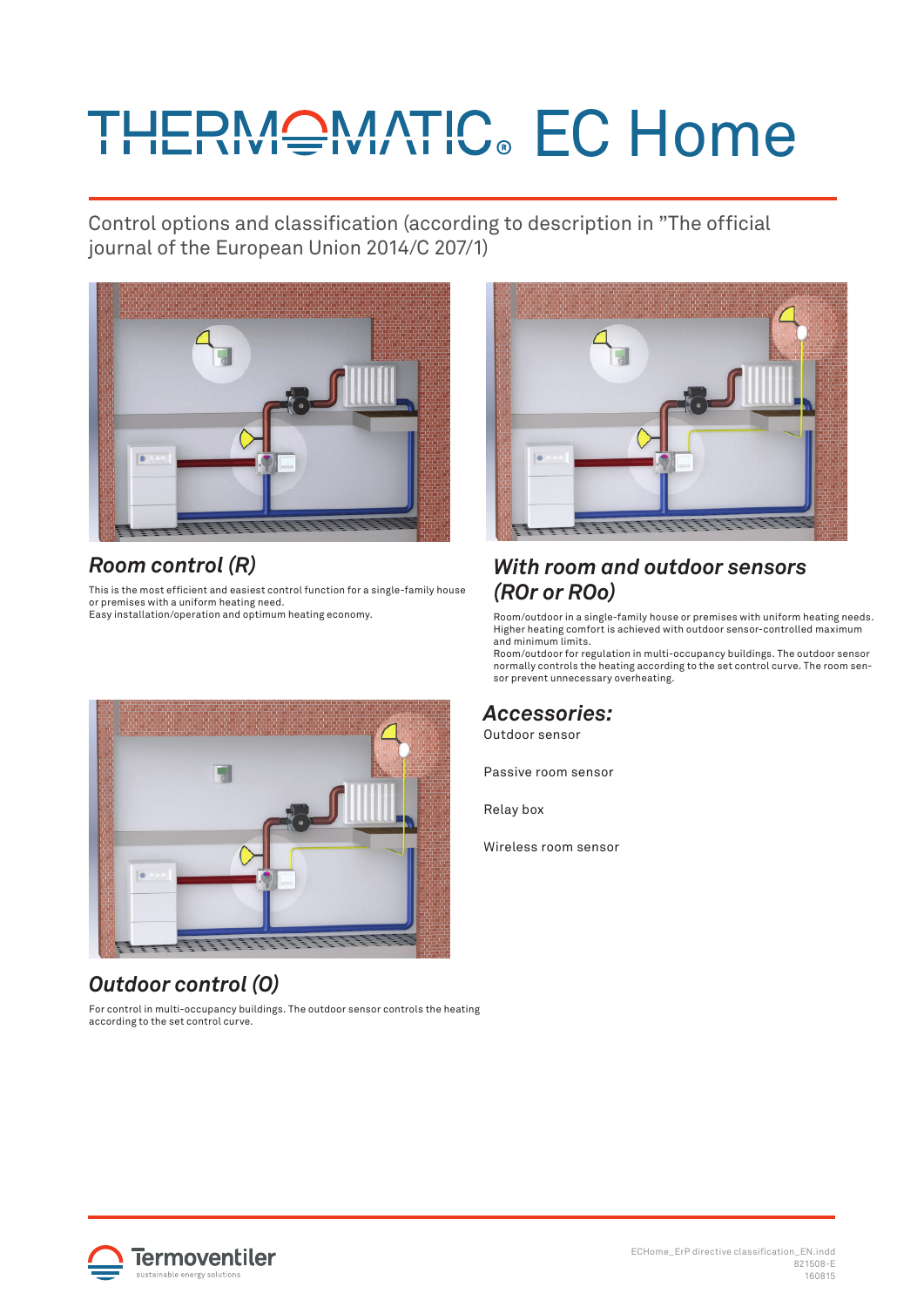# THERMOMATIC® EC Home

Control options and classification (according to description in "The official journal of the European Union 2014/C 207/1)

## *Room control (R)*

This is the most efficient and easiest control function for a single-family house or premises with a uniform heating need.
Easy installation/operation and optimum heating economy.

## *With room and outdoor sensors (ROr or ROo)*

Room/outdoor in a single-family house or premises with uniform heating needs. Higher heating comfort is achieved with outdoor sensor-controlled maximum and minimum limits.
Room/outdoor for regulation in multi-occupancy buildings. The outdoor sensor normally controls the heating according to the set control curve. The room sensor prevent unnecessary overheating.

## *Outdoor control (O)*

For control in multi-occupancy buildings. The outdoor sensor controls the heating according to the set control curve.

## *Accessories:*

Outdoor sensor

Passive room sensor

Relay box

Wireless room sensor

Termoventiler
sustainable energy solutions

ECHome_ErP directive classification_EN.indd
821508-E
160815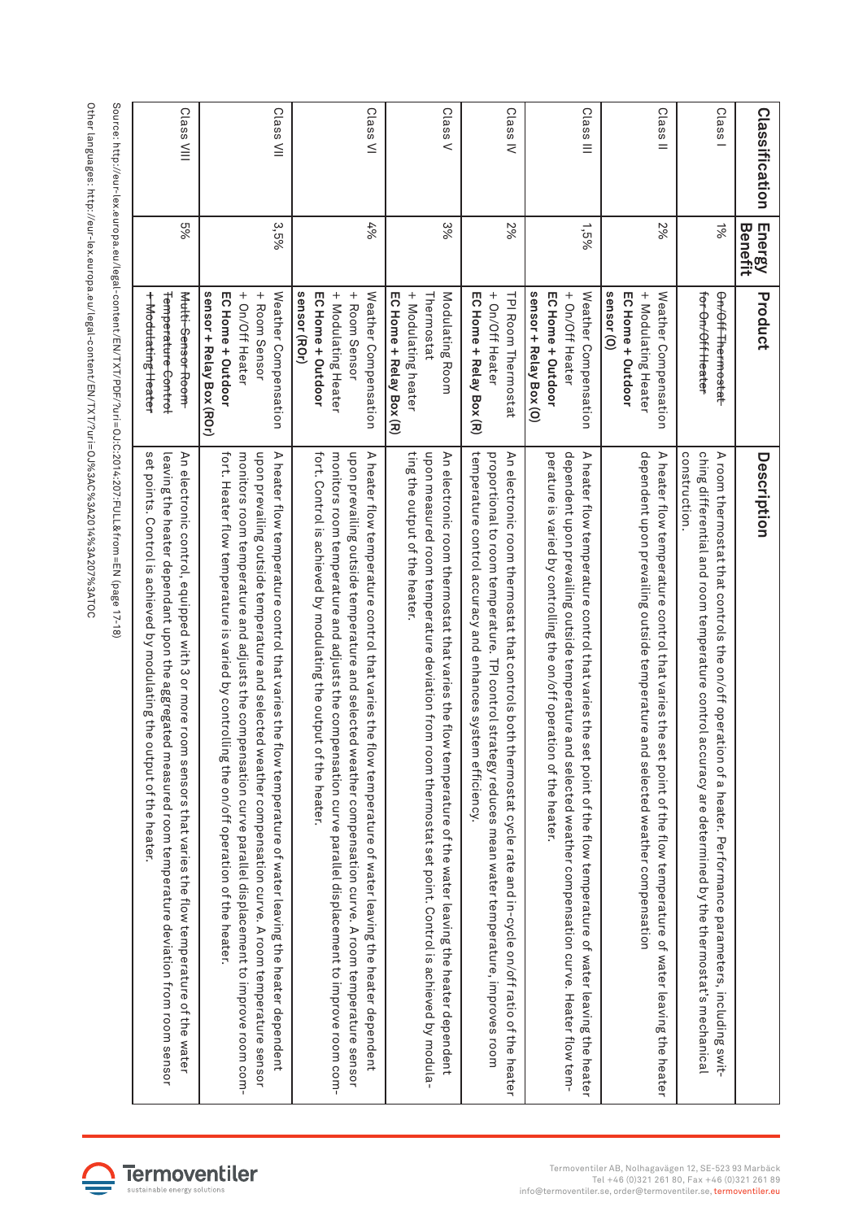| Classification | Energy Benefit | Product | Description |
|---|---|---|---|
| Class I | 1% | ~~On/Off Thermostat for On/Off Heater~~ | A room thermostat that controls the on/off operation of a heater. Performance parameters, including switching differential and room temperature control accuracy are determined by the thermostat's mechanical construction. |
| Class II | 2% | Weather Compensation + Modulating Heater **EC Home + Outdoor sensor (O)** | A heater flow temperature control that varies the set point of the flow temperature of water leaving the heater dependent upon prevailing outside temperature and selected weather compensation |
| Class III | 1,5% | Weather Compensation + On/Off Heater **EC Home + Outdoor sensor + Relay Box (O)** | A heater flow temperature control that varies the set point of the flow temperature of water leaving the heater dependent upon prevailing outside temperature and selected weather compensation curve. Heater flow temperature is varied by controlling the on/off operation of the heater. |
| Class IV | 2% | TPI Room Thermostat + On/Off Heater **EC Home + Relay Box (R)** | An electronic room thermostat that controls both thermostat cycle rate and in-cycle on/off ratio of the heater proportional to room temperature. TPI control strategy reduces mean water temperature, improves room temperature control accuracy and enhances system efficiency. |
| Class V | 3% | Modulating Room Thermostat + Modulating heater **EC Home + Relay Box (R)** | An electronic room thermostat that varies the flow temperature of the water leaving the heater dependent upon measured room temperature deviation from room thermostat set point. Control is achieved by modulating the output of the heater. |
| Class VI | 4% | Weather Compensation + Room Sensor + Modulating Heater **EC Home + Outdoor sensor (ROr)** | A heater flow temperature control that varies the flow temperature of water leaving the heater dependent upon prevailing outside temperature and selected weather compensation curve. A room temperature sensor monitors room temperature and adjusts the compensation curve parallel displacement to improve room comfort. Control is achieved by modulating the output of the heater. |
| Class VII | 3,5% | Weather Compensation + Room Sensor + On/Off Heater **EC Home + Outdoor sensor + Relay Box (ROr)** | A heater flow temperature control that varies the flow temperature of water leaving the heater dependent upon prevailing outside temperature and selected weather compensation curve. A room temperature sensor monitors room temperature and adjusts the compensation curve parallel displacement to improve room comfort. Heater flow temperature is varied by controlling the on/off operation of the heater. |
| Class VIII | 5% | ~~Multi-Sensor Room Temperature Control + Modulating Heater~~ | An electronic control, equipped with 3 or more room sensors that varies the flow temperature of the water leaving the heater dependant upon the aggregated measured room temperature deviation from room sensor set points. Control is achieved by modulating the output of the heater. |

Source: http://eur-lex.europa.eu/legal-content/EN/TXT/PDF/?uri=OJ:C:2014:207:FULL&from=EN (page 17-18)

Other languages: http://eur-lex.europa.eu/legal-content/EN/TXT/?uri=OJ%3AC%3A2014%3A207%3ATOC

Termoventiler AB, Nolhagavägen 12, SE-523 93 Marbäck
Tel +46 (0)321 261 80, Fax +46 (0)321 261 89
info@termoventiler.se, order@termoventiler.se, termoventiler.eu

Termoventiler
sustainable energy solutions